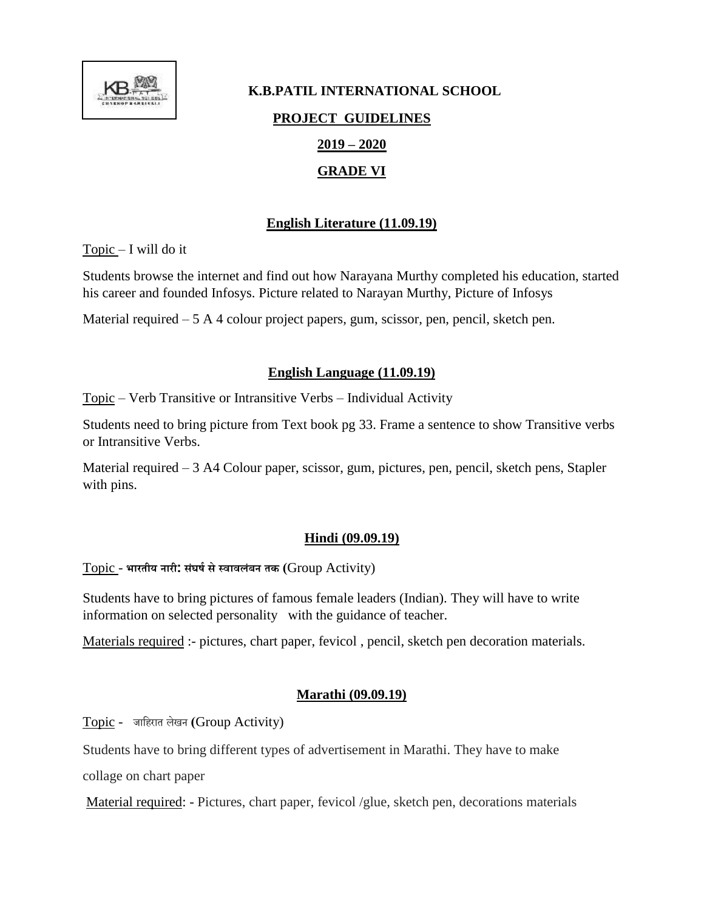# K.B.PATIL INTERNATIONAL SCHOOL

## PROJECT GUIDELINES

## 2019 – 2020

## GRADE VI

### English Literature (11.09.19)

Topic – I will do it

Students browse the internet and find out how Narayana Murthy completed his education, started his career and founded Infosys. Picture related to Narayan Murthy, Picture of Infosys

Material required – 5 A 4 colour project papers, gum, scissor, pen, pencil, sketch pen.

### English Language (11.09.19)

Topic – Verb Transitive or Intransitive Verbs – Individual Activity

Students need to bring picture from Text book pg 33. Frame a sentence to show Transitive verbs or Intransitive Verbs.

Material required – 3 A4 Colour paper, scissor, gum, pictures, pen, pencil, sketch pens, Stapler with pins.

### Hindi (09.09.19)

Topic - **भारतीय नारी: संघर्ष से स्वावलंबन तक** (Group Activity)

Students have to bring pictures of famous female leaders (Indian). They will have to write information on selected personality with the guidance of teacher.

Materials required :- pictures, chart paper, fevicol , pencil, sketch pen decoration materials.

### Marathi (09.09.19)

Topic - जाहिरात लेखन (Group Activity)

Students have to bring different types of advertisement in Marathi. They have to make collage on chart paper

Material required: - Pictures, chart paper, fevicol /glue, sketch pen, decorations materials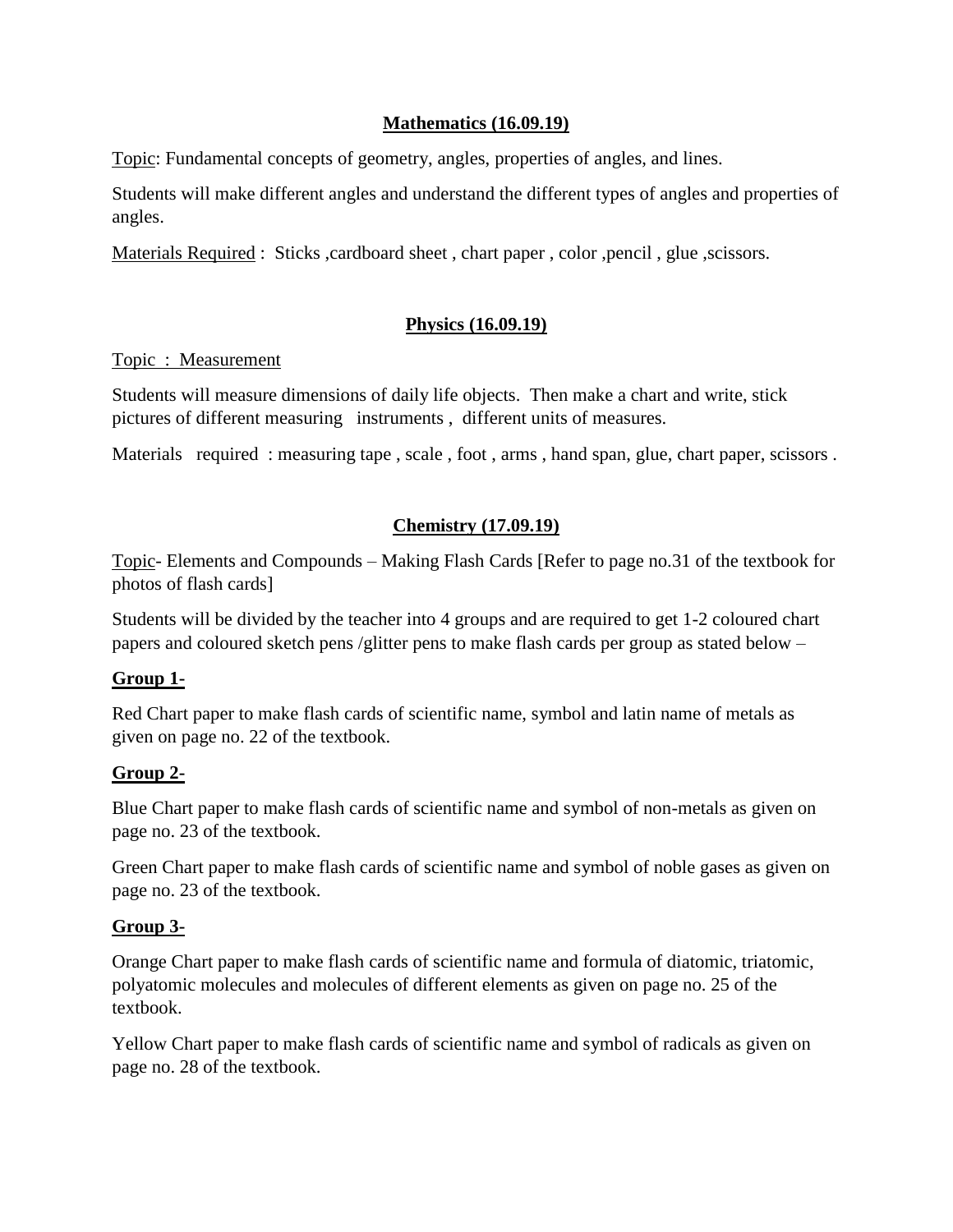## Mathematics (16.09.19)

Topic: Fundamental concepts of geometry, angles, properties of angles, and lines.

Students will make different angles and understand the different types of angles and properties of angles.

Materials Required : Sticks ,cardboard sheet , chart paper , color ,pencil , glue ,scissors.

## Physics (16.09.19)

Topic : Measurement

Students will measure dimensions of daily life objects. Then make a chart and write, stick pictures of different measuring instruments , different units of measures.

Materials required : measuring tape , scale , foot , arms , hand span, glue, chart paper, scissors .

## Chemistry (17.09.19)

Topic- Elements and Compounds – Making Flash Cards [Refer to page no.31 of the textbook for photos of flash cards]

Students will be divided by the teacher into 4 groups and are required to get 1-2 coloured chart papers and coloured sketch pens /glitter pens to make flash cards per group as stated below –

### Group 1-

Red Chart paper to make flash cards of scientific name, symbol and latin name of metals as given on page no. 22 of the textbook.

### Group 2-

Blue Chart paper to make flash cards of scientific name and symbol of non-metals as given on page no. 23 of the textbook.

Green Chart paper to make flash cards of scientific name and symbol of noble gases as given on page no. 23 of the textbook.

### Group 3-

Orange Chart paper to make flash cards of scientific name and formula of diatomic, triatomic, polyatomic molecules and molecules of different elements as given on page no. 25 of the textbook.

Yellow Chart paper to make flash cards of scientific name and symbol of radicals as given on page no. 28 of the textbook.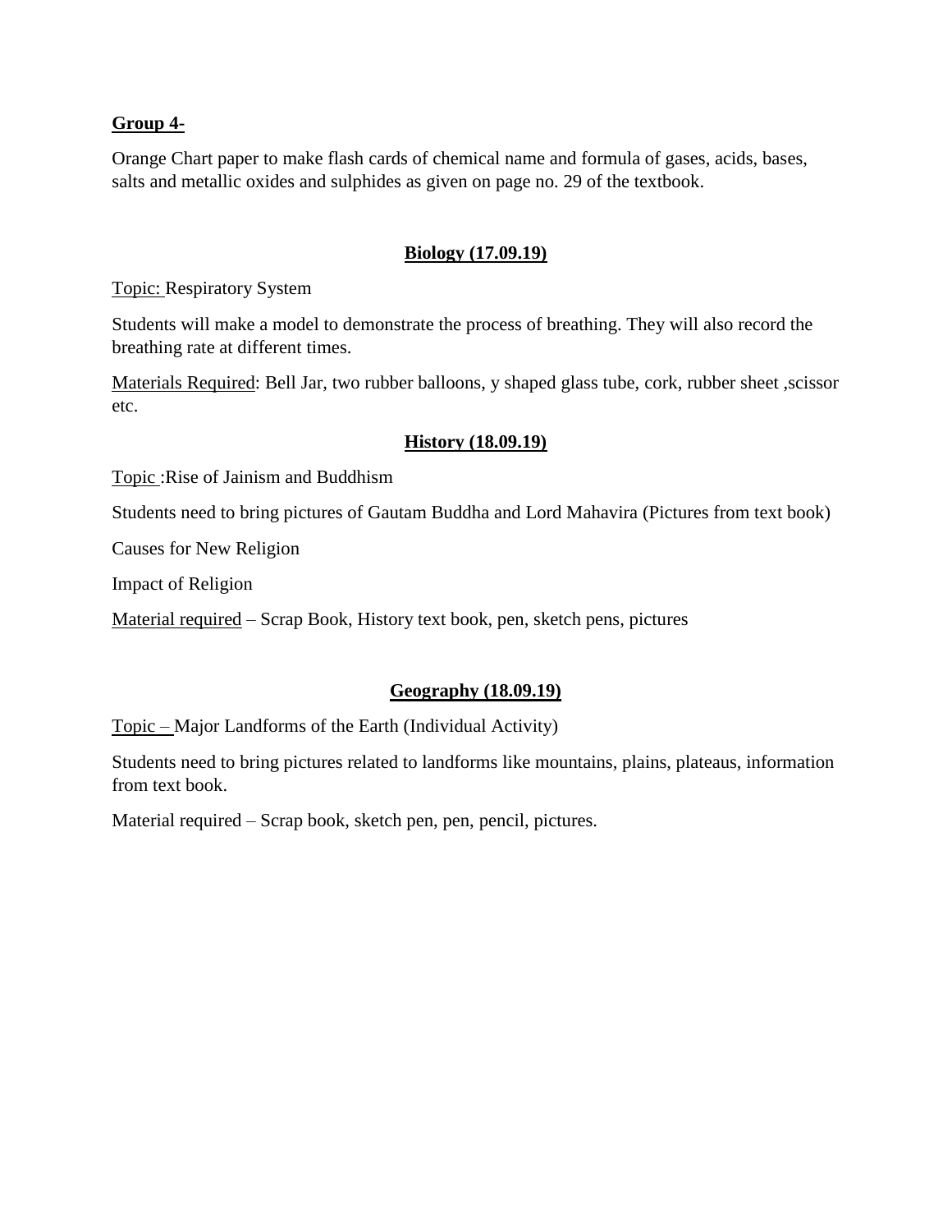**Group 4-**

Orange Chart paper to make flash cards of chemical name and formula of gases, acids, bases, salts and metallic oxides and sulphides as given on page no. 29 of the textbook.

**Biology (17.09.19)**

Topic: Respiratory System

Students will make a model to demonstrate the process of breathing. They will also record the breathing rate at different times.

Materials Required: Bell Jar, two rubber balloons, y shaped glass tube, cork, rubber sheet ,scissor etc.

**History (18.09.19)**

Topic :Rise of Jainism and Buddhism

Students need to bring pictures of Gautam Buddha and Lord Mahavira (Pictures from text book)

Causes for New Religion

Impact of Religion

Material required – Scrap Book, History text book, pen, sketch pens, pictures

**Geography (18.09.19)**

Topic – Major Landforms of the Earth (Individual Activity)

Students need to bring pictures related to landforms like mountains, plains, plateaus, information from text book.

Material required – Scrap book, sketch pen, pen, pencil, pictures.